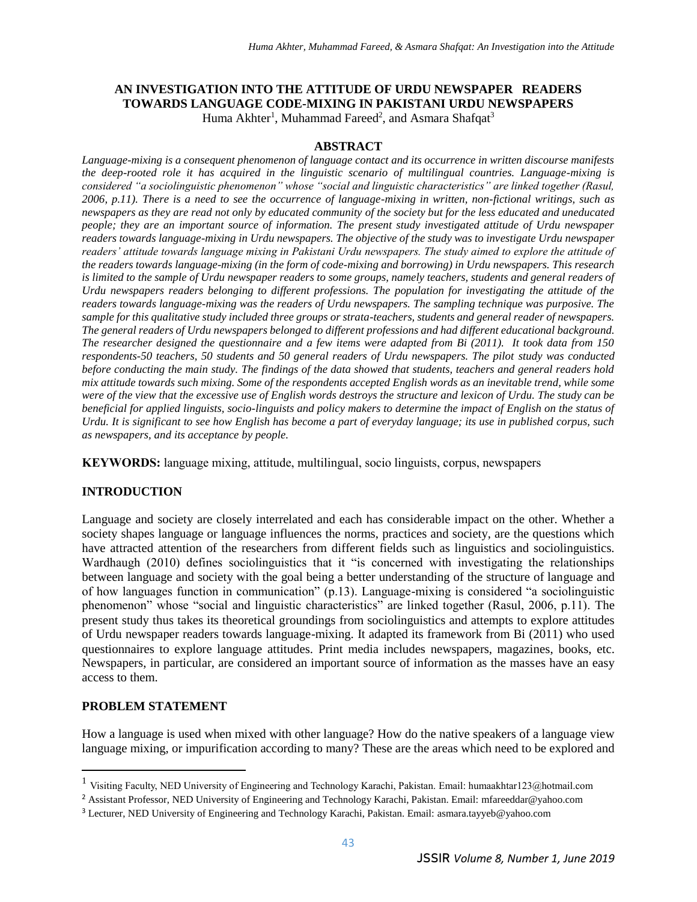# AN INVESTIGATION INTO THE ATTITUDE OF URDU NEWSPAPER READERS TOWARDS LANGUAGE CODE-MIXING IN PAKISTANI URDU NEWSPAPERS

Huma Akhter[1], Muhammad Fareed[2], and Asmara Shafqat[3]

## ABSTRACT

*Language-mixing is a consequent phenomenon of language contact and its occurrence in written discourse manifests the deep-rooted role it has acquired in the linguistic scenario of multilingual countries. Language-mixing is considered "a sociolinguistic phenomenon" whose "social and linguistic characteristics" are linked together (Rasul, 2006, p.11). There is a need to see the occurrence of language-mixing in written, non-fictional writings, such as newspapers as they are read not only by educated community of the society but for the less educated and uneducated people; they are an important source of information. The present study investigated attitude of Urdu newspaper readers towards language-mixing in Urdu newspapers. The objective of the study was to investigate Urdu newspaper readers' attitude towards language mixing in Pakistani Urdu newspapers. The study aimed to explore the attitude of the readers towards language-mixing (in the form of code-mixing and borrowing) in Urdu newspapers. This research is limited to the sample of Urdu newspaper readers to some groups, namely teachers, students and general readers of Urdu newspapers readers belonging to different professions. The population for investigating the attitude of the readers towards language-mixing was the readers of Urdu newspapers. The sampling technique was purposive. The sample for this qualitative study included three groups or strata-teachers, students and general reader of newspapers. The general readers of Urdu newspapers belonged to different professions and had different educational background. The researcher designed the questionnaire and a few items were adapted from Bi (2011). It took data from 150 respondents-50 teachers, 50 students and 50 general readers of Urdu newspapers. The pilot study was conducted before conducting the main study. The findings of the data showed that students, teachers and general readers hold mix attitude towards such mixing. Some of the respondents accepted English words as an inevitable trend, while some were of the view that the excessive use of English words destroys the structure and lexicon of Urdu. The study can be beneficial for applied linguists, socio-linguists and policy makers to determine the impact of English on the status of Urdu. It is significant to see how English has become a part of everyday language; its use in published corpus, such as newspapers, and its acceptance by people.*

**KEYWORDS:** language mixing, attitude, multilingual, socio linguists, corpus, newspapers

## INTRODUCTION

Language and society are closely interrelated and each has considerable impact on the other. Whether a society shapes language or language influences the norms, practices and society, are the questions which have attracted attention of the researchers from different fields such as linguistics and sociolinguistics. Wardhaugh (2010) defines sociolinguistics that it "is concerned with investigating the relationships between language and society with the goal being a better understanding of the structure of language and of how languages function in communication" (p.13). Language-mixing is considered "a sociolinguistic phenomenon" whose "social and linguistic characteristics" are linked together (Rasul, 2006, p.11). The present study thus takes its theoretical groundings from sociolinguistics and attempts to explore attitudes of Urdu newspaper readers towards language-mixing. It adapted its framework from Bi (2011) who used questionnaires to explore language attitudes. Print media includes newspapers, magazines, books, etc. Newspapers, in particular, are considered an important source of information as the masses have an easy access to them.

## PROBLEM STATEMENT

How a language is used when mixed with other language? How do the native speakers of a language view language mixing, or impurification according to many? These are the areas which need to be explored and

---

[1] Visiting Faculty, NED University of Engineering and Technology Karachi, Pakistan. Email: humaakhtar123@hotmail.com

[2] Assistant Professor, NED University of Engineering and Technology Karachi, Pakistan. Email: mfareeddar@yahoo.com

[3] Lecturer, NED University of Engineering and Technology Karachi, Pakistan. Email: asmara.tayyeb@yahoo.com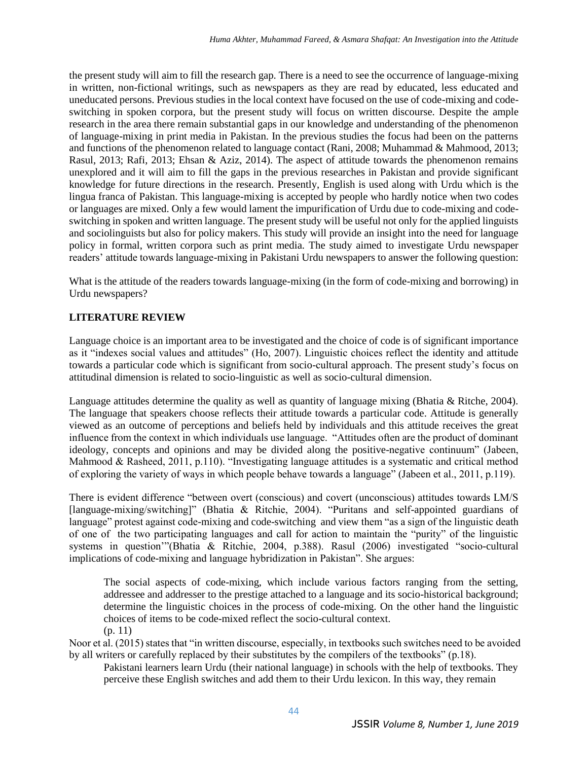the present study will aim to fill the research gap. There is a need to see the occurrence of language-mixing in written, non-fictional writings, such as newspapers as they are read by educated, less educated and uneducated persons. Previous studies in the local context have focused on the use of code-mixing and code-switching in spoken corpora, but the present study will focus on written discourse. Despite the ample research in the area there remain substantial gaps in our knowledge and understanding of the phenomenon of language-mixing in print media in Pakistan. In the previous studies the focus had been on the patterns and functions of the phenomenon related to language contact (Rani, 2008; Muhammad & Mahmood, 2013; Rasul, 2013; Rafi, 2013; Ehsan & Aziz, 2014). The aspect of attitude towards the phenomenon remains unexplored and it will aim to fill the gaps in the previous researches in Pakistan and provide significant knowledge for future directions in the research. Presently, English is used along with Urdu which is the lingua franca of Pakistan. This language-mixing is accepted by people who hardly notice when two codes or languages are mixed. Only a few would lament the impurification of Urdu due to code-mixing and code-switching in spoken and written language. The present study will be useful not only for the applied linguists and sociolinguists but also for policy makers. This study will provide an insight into the need for language policy in formal, written corpora such as print media. The study aimed to investigate Urdu newspaper readers' attitude towards language-mixing in Pakistani Urdu newspapers to answer the following question:

What is the attitude of the readers towards language-mixing (in the form of code-mixing and borrowing) in Urdu newspapers?

## LITERATURE REVIEW

Language choice is an important area to be investigated and the choice of code is of significant importance as it "indexes social values and attitudes" (Ho, 2007). Linguistic choices reflect the identity and attitude towards a particular code which is significant from socio-cultural approach. The present study's focus on attitudinal dimension is related to socio-linguistic as well as socio-cultural dimension.

Language attitudes determine the quality as well as quantity of language mixing (Bhatia & Ritche, 2004). The language that speakers choose reflects their attitude towards a particular code. Attitude is generally viewed as an outcome of perceptions and beliefs held by individuals and this attitude receives the great influence from the context in which individuals use language. "Attitudes often are the product of dominant ideology, concepts and opinions and may be divided along the positive-negative continuum" (Jabeen, Mahmood & Rasheed, 2011, p.110). "Investigating language attitudes is a systematic and critical method of exploring the variety of ways in which people behave towards a language" (Jabeen et al., 2011, p.119).

There is evident difference "between overt (conscious) and covert (unconscious) attitudes towards LM/S [language-mixing/switching]" (Bhatia & Ritchie, 2004). "Puritans and self-appointed guardians of language" protest against code-mixing and code-switching and view them "as a sign of the linguistic death of one of the two participating languages and call for action to maintain the "purity" of the linguistic systems in question'"(Bhatia & Ritchie, 2004, p.388). Rasul (2006) investigated "socio-cultural implications of code-mixing and language hybridization in Pakistan". She argues:

> The social aspects of code-mixing, which include various factors ranging from the setting, addressee and addresser to the prestige attached to a language and its socio-historical background; determine the linguistic choices in the process of code-mixing. On the other hand the linguistic choices of items to be code-mixed reflect the socio-cultural context.
> (p. 11)

Noor et al. (2015) states that "in written discourse, especially, in textbooks such switches need to be avoided by all writers or carefully replaced by their substitutes by the compilers of the textbooks" (p.18).

> Pakistani learners learn Urdu (their national language) in schools with the help of textbooks. They perceive these English switches and add them to their Urdu lexicon. In this way, they remain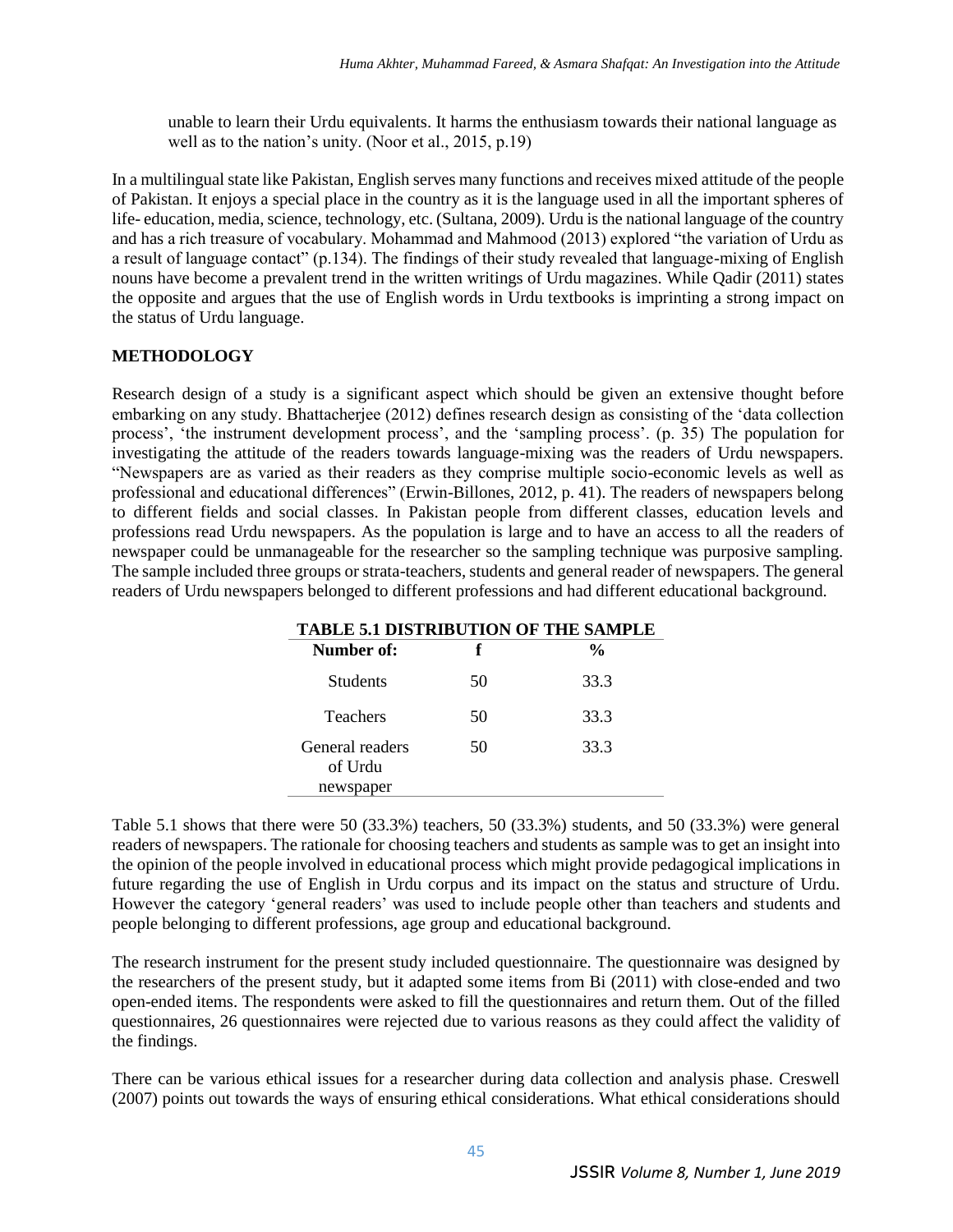unable to learn their Urdu equivalents. It harms the enthusiasm towards their national language as well as to the nation's unity. (Noor et al., 2015, p.19)

In a multilingual state like Pakistan, English serves many functions and receives mixed attitude of the people of Pakistan. It enjoys a special place in the country as it is the language used in all the important spheres of life- education, media, science, technology, etc. (Sultana, 2009). Urdu is the national language of the country and has a rich treasure of vocabulary. Mohammad and Mahmood (2013) explored "the variation of Urdu as a result of language contact" (p.134). The findings of their study revealed that language-mixing of English nouns have become a prevalent trend in the written writings of Urdu magazines. While Qadir (2011) states the opposite and argues that the use of English words in Urdu textbooks is imprinting a strong impact on the status of Urdu language.

## METHODOLOGY

Research design of a study is a significant aspect which should be given an extensive thought before embarking on any study. Bhattacherjee (2012) defines research design as consisting of the 'data collection process', 'the instrument development process', and the 'sampling process'. (p. 35) The population for investigating the attitude of the readers towards language-mixing was the readers of Urdu newspapers. "Newspapers are as varied as their readers as they comprise multiple socio-economic levels as well as professional and educational differences" (Erwin-Billones, 2012, p. 41). The readers of newspapers belong to different fields and social classes. In Pakistan people from different classes, education levels and professions read Urdu newspapers. As the population is large and to have an access to all the readers of newspaper could be unmanageable for the researcher so the sampling technique was purposive sampling. The sample included three groups or strata-teachers, students and general reader of newspapers. The general readers of Urdu newspapers belonged to different professions and had different educational background.

**TABLE 5.1 DISTRIBUTION OF THE SAMPLE**

| Number of: | f | % |
|---|---|---|
| Students | 50 | 33.3 |
| Teachers | 50 | 33.3 |
| General readers of Urdu newspaper | 50 | 33.3 |

Table 5.1 shows that there were 50 (33.3%) teachers, 50 (33.3%) students, and 50 (33.3%) were general readers of newspapers. The rationale for choosing teachers and students as sample was to get an insight into the opinion of the people involved in educational process which might provide pedagogical implications in future regarding the use of English in Urdu corpus and its impact on the status and structure of Urdu. However the category 'general readers' was used to include people other than teachers and students and people belonging to different professions, age group and educational background.

The research instrument for the present study included questionnaire. The questionnaire was designed by the researchers of the present study, but it adapted some items from Bi (2011) with close-ended and two open-ended items. The respondents were asked to fill the questionnaires and return them. Out of the filled questionnaires, 26 questionnaires were rejected due to various reasons as they could affect the validity of the findings.

There can be various ethical issues for a researcher during data collection and analysis phase. Creswell (2007) points out towards the ways of ensuring ethical considerations. What ethical considerations should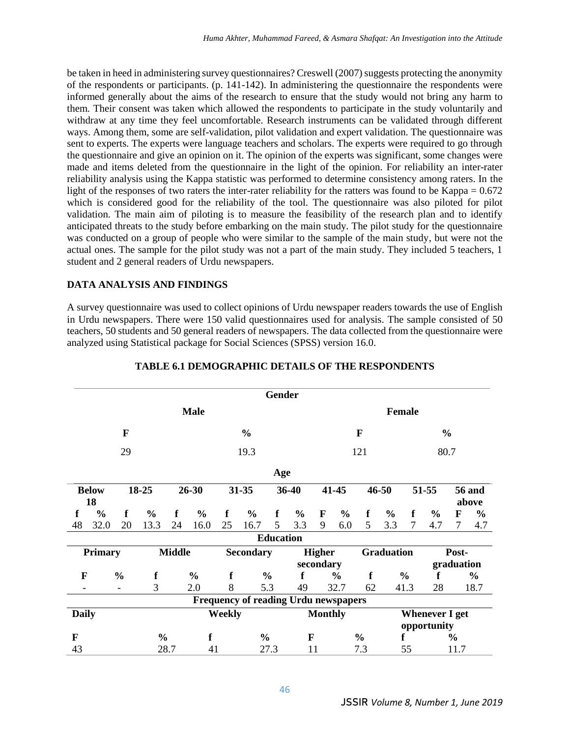be taken in heed in administering survey questionnaires? Creswell (2007) suggests protecting the anonymity of the respondents or participants. (p. 141-142). In administering the questionnaire the respondents were informed generally about the aims of the research to ensure that the study would not bring any harm to them. Their consent was taken which allowed the respondents to participate in the study voluntarily and withdraw at any time they feel uncomfortable. Research instruments can be validated through different ways. Among them, some are self-validation, pilot validation and expert validation. The questionnaire was sent to experts. The experts were language teachers and scholars. The experts were required to go through the questionnaire and give an opinion on it. The opinion of the experts was significant, some changes were made and items deleted from the questionnaire in the light of the opinion. For reliability an inter-rater reliability analysis using the Kappa statistic was performed to determine consistency among raters. In the light of the responses of two raters the inter-rater reliability for the ratters was found to be Kappa = 0.672 which is considered good for the reliability of the tool. The questionnaire was also piloted for pilot validation. The main aim of piloting is to measure the feasibility of the research plan and to identify anticipated threats to the study before embarking on the main study. The pilot study for the questionnaire was conducted on a group of people who were similar to the sample of the main study, but were not the actual ones. The sample for the pilot study was not a part of the main study. They included 5 teachers, 1 student and 2 general readers of Urdu newspapers.

## DATA ANALYSIS AND FINDINGS

A survey questionnaire was used to collect opinions of Urdu newspaper readers towards the use of English in Urdu newspapers. There were 150 valid questionnaires used for analysis. The sample consisted of 50 teachers, 50 students and 50 general readers of newspapers. The data collected from the questionnaire were analyzed using Statistical package for Social Sciences (SPSS) version 16.0.

**TABLE 6.1 DEMOGRAPHIC DETAILS OF THE RESPONDENTS**

**Gender**

| Male | | Female | |
|---|---|---|---|
| F | % | F | % |
| 29 | 19.3 | 121 | 80.7 |

**Age**

| Below 18 | | 18-25 | | 26-30 | | 31-35 | | 36-40 | | 41-45 | | 46-50 | | 51-55 | | 56 and above | |
|---|---|---|---|---|---|---|---|---|---|---|---|---|---|---|---|---|---|
| f | % | f | % | f | % | f | % | f | % | F | % | f | % | f | % | F | % |
| 48 | 32.0 | 20 | 13.3 | 24 | 16.0 | 25 | 16.7 | 5 | 3.3 | 9 | 6.0 | 5 | 3.3 | 7 | 4.7 | 7 | 4.7 |

**Education**

| Primary | | Middle | | Secondary | | Higher secondary | | Graduation | | Post-graduation | |
|---|---|---|---|---|---|---|---|---|---|---|---|
| F | % | f | % | f | % | f | % | f | % | f | % |
| - | - | 3 | 2.0 | 8 | 5.3 | 49 | 32.7 | 62 | 41.3 | 28 | 18.7 |

**Frequency of reading Urdu newspapers**

| Daily | | Weekly | | Monthly | | Whenever I get opportunity | |
|---|---|---|---|---|---|---|---|
| F | % | f | % | F | % | f | % |
| 43 | 28.7 | 41 | 27.3 | 11 | 7.3 | 55 | 11.7 |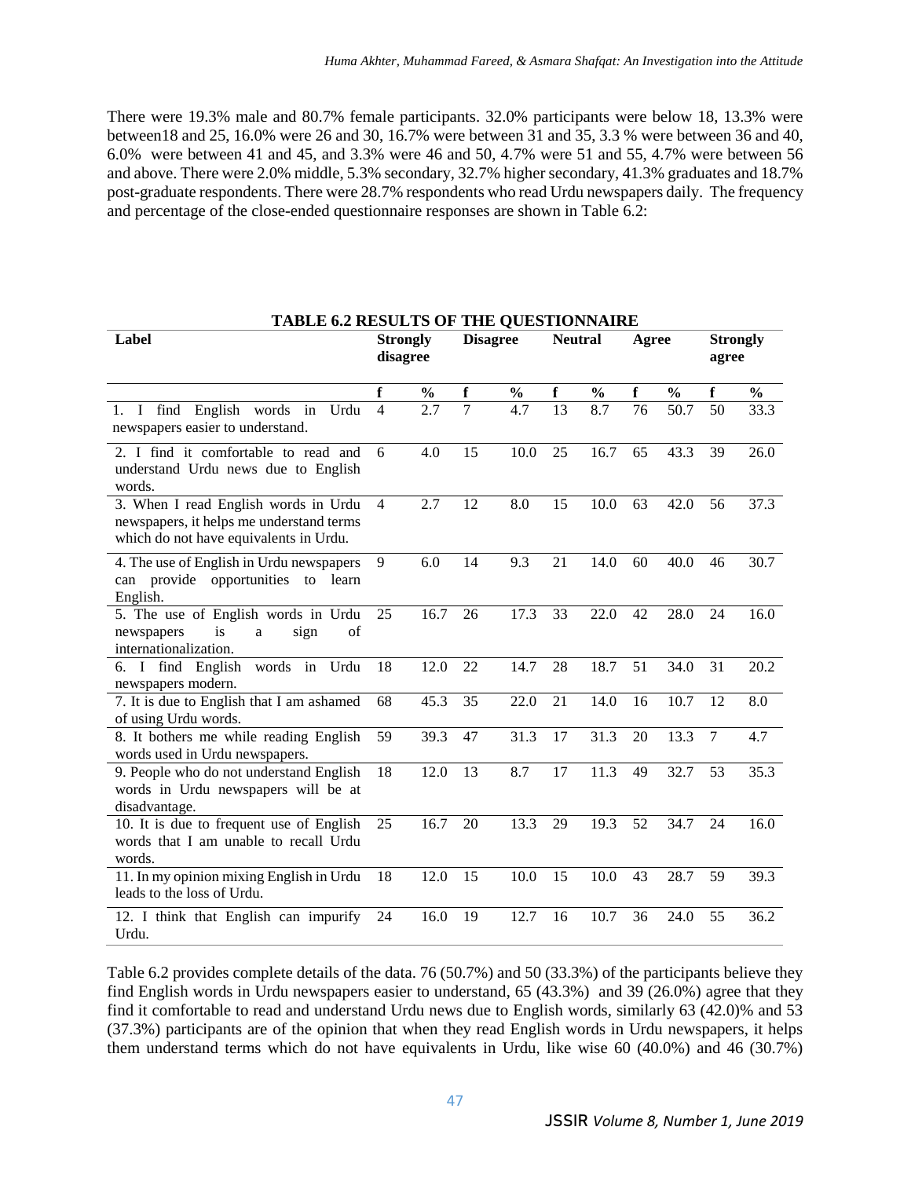There were 19.3% male and 80.7% female participants. 32.0% participants were below 18, 13.3% were between18 and 25, 16.0% were 26 and 30, 16.7% were between 31 and 35, 3.3 % were between 36 and 40, 6.0% were between 41 and 45, and 3.3% were 46 and 50, 4.7% were 51 and 55, 4.7% were between 56 and above. There were 2.0% middle, 5.3% secondary, 32.7% higher secondary, 41.3% graduates and 18.7% post-graduate respondents. There were 28.7% respondents who read Urdu newspapers daily. The frequency and percentage of the close-ended questionnaire responses are shown in Table 6.2:

**TABLE 6.2 RESULTS OF THE QUESTIONNAIRE**

| Label | Strongly disagree | | Disagree | | Neutral | | Agree | | Strongly agree | |
|---|---|---|---|---|---|---|---|---|---|---|
| | f | % | f | % | f | % | f | % | f | % |
| 1. I find English words in Urdu newspapers easier to understand. | 4 | 2.7 | 7 | 4.7 | 13 | 8.7 | 76 | 50.7 | 50 | 33.3 |
| 2. I find it comfortable to read and understand Urdu news due to English words. | 6 | 4.0 | 15 | 10.0 | 25 | 16.7 | 65 | 43.3 | 39 | 26.0 |
| 3. When I read English words in Urdu newspapers, it helps me understand terms which do not have equivalents in Urdu. | 4 | 2.7 | 12 | 8.0 | 15 | 10.0 | 63 | 42.0 | 56 | 37.3 |
| 4. The use of English in Urdu newspapers can provide opportunities to learn English. | 9 | 6.0 | 14 | 9.3 | 21 | 14.0 | 60 | 40.0 | 46 | 30.7 |
| 5. The use of English words in Urdu newspapers is a sign of internationalization. | 25 | 16.7 | 26 | 17.3 | 33 | 22.0 | 42 | 28.0 | 24 | 16.0 |
| 6. I find English words in Urdu newspapers modern. | 18 | 12.0 | 22 | 14.7 | 28 | 18.7 | 51 | 34.0 | 31 | 20.2 |
| 7. It is due to English that I am ashamed of using Urdu words. | 68 | 45.3 | 35 | 22.0 | 21 | 14.0 | 16 | 10.7 | 12 | 8.0 |
| 8. It bothers me while reading English words used in Urdu newspapers. | 59 | 39.3 | 47 | 31.3 | 17 | 31.3 | 20 | 13.3 | 7 | 4.7 |
| 9. People who do not understand English words in Urdu newspapers will be at disadvantage. | 18 | 12.0 | 13 | 8.7 | 17 | 11.3 | 49 | 32.7 | 53 | 35.3 |
| 10. It is due to frequent use of English words that I am unable to recall Urdu words. | 25 | 16.7 | 20 | 13.3 | 29 | 19.3 | 52 | 34.7 | 24 | 16.0 |
| 11. In my opinion mixing English in Urdu leads to the loss of Urdu. | 18 | 12.0 | 15 | 10.0 | 15 | 10.0 | 43 | 28.7 | 59 | 39.3 |
| 12. I think that English can impurify Urdu. | 24 | 16.0 | 19 | 12.7 | 16 | 10.7 | 36 | 24.0 | 55 | 36.2 |

Table 6.2 provides complete details of the data. 76 (50.7%) and 50 (33.3%) of the participants believe they find English words in Urdu newspapers easier to understand, 65 (43.3%) and 39 (26.0%) agree that they find it comfortable to read and understand Urdu news due to English words, similarly 63 (42.0)% and 53 (37.3%) participants are of the opinion that when they read English words in Urdu newspapers, it helps them understand terms which do not have equivalents in Urdu, like wise 60 (40.0%) and 46 (30.7%)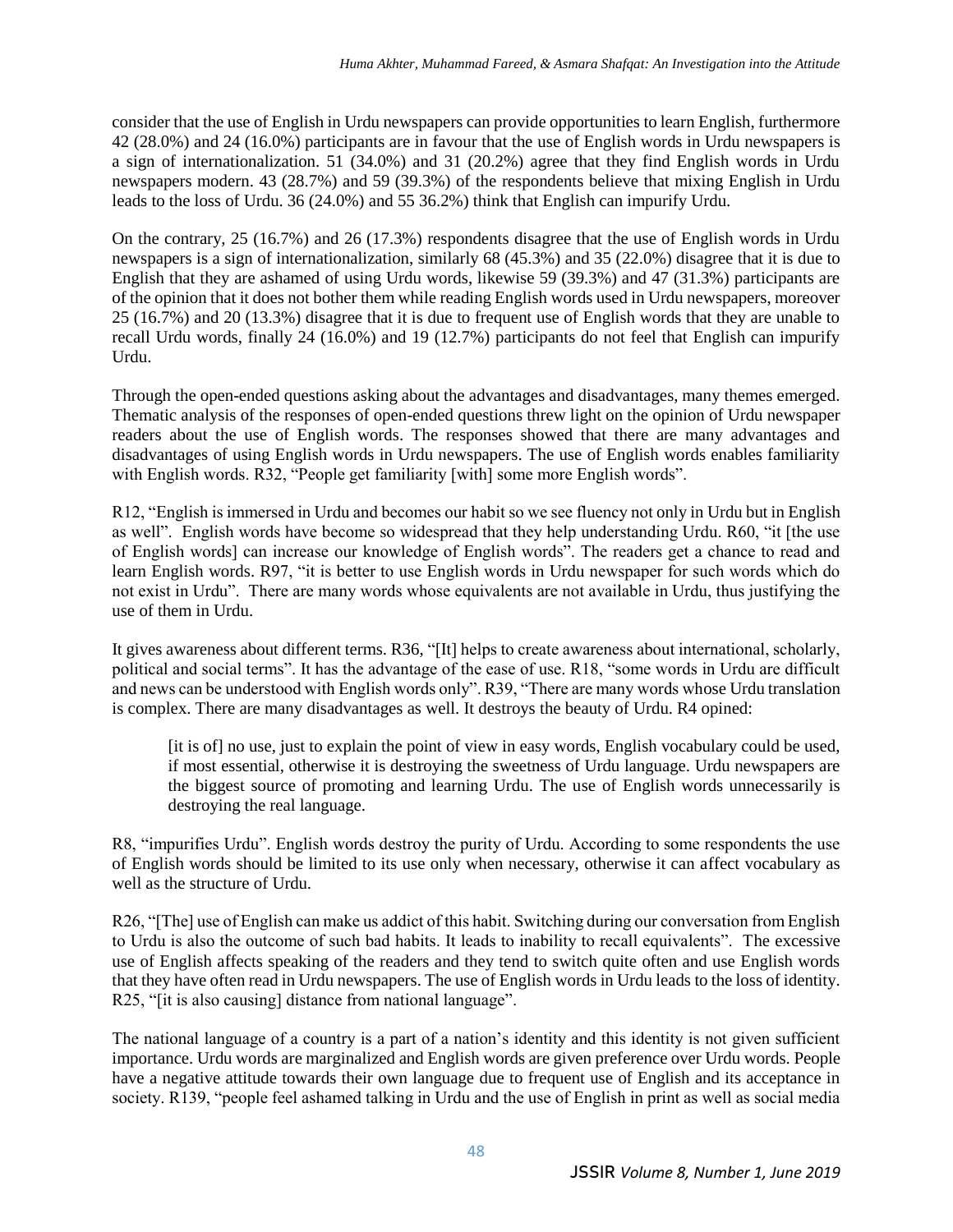consider that the use of English in Urdu newspapers can provide opportunities to learn English, furthermore 42 (28.0%) and 24 (16.0%) participants are in favour that the use of English words in Urdu newspapers is a sign of internationalization. 51 (34.0%) and 31 (20.2%) agree that they find English words in Urdu newspapers modern. 43 (28.7%) and 59 (39.3%) of the respondents believe that mixing English in Urdu leads to the loss of Urdu. 36 (24.0%) and 55 36.2%) think that English can impurify Urdu.

On the contrary, 25 (16.7%) and 26 (17.3%) respondents disagree that the use of English words in Urdu newspapers is a sign of internationalization, similarly 68 (45.3%) and 35 (22.0%) disagree that it is due to English that they are ashamed of using Urdu words, likewise 59 (39.3%) and 47 (31.3%) participants are of the opinion that it does not bother them while reading English words used in Urdu newspapers, moreover 25 (16.7%) and 20 (13.3%) disagree that it is due to frequent use of English words that they are unable to recall Urdu words, finally 24 (16.0%) and 19 (12.7%) participants do not feel that English can impurify Urdu.

Through the open-ended questions asking about the advantages and disadvantages, many themes emerged. Thematic analysis of the responses of open-ended questions threw light on the opinion of Urdu newspaper readers about the use of English words. The responses showed that there are many advantages and disadvantages of using English words in Urdu newspapers. The use of English words enables familiarity with English words. R32, "People get familiarity [with] some more English words".

R12, "English is immersed in Urdu and becomes our habit so we see fluency not only in Urdu but in English as well". English words have become so widespread that they help understanding Urdu. R60, "it [the use of English words] can increase our knowledge of English words". The readers get a chance to read and learn English words. R97, "it is better to use English words in Urdu newspaper for such words which do not exist in Urdu". There are many words whose equivalents are not available in Urdu, thus justifying the use of them in Urdu.

It gives awareness about different terms. R36, "[It] helps to create awareness about international, scholarly, political and social terms". It has the advantage of the ease of use. R18, "some words in Urdu are difficult and news can be understood with English words only". R39, "There are many words whose Urdu translation is complex. There are many disadvantages as well. It destroys the beauty of Urdu. R4 opined:

> [it is of] no use, just to explain the point of view in easy words, English vocabulary could be used, if most essential, otherwise it is destroying the sweetness of Urdu language. Urdu newspapers are the biggest source of promoting and learning Urdu. The use of English words unnecessarily is destroying the real language.

R8, "impurifies Urdu". English words destroy the purity of Urdu. According to some respondents the use of English words should be limited to its use only when necessary, otherwise it can affect vocabulary as well as the structure of Urdu.

R26, "[The] use of English can make us addict of this habit. Switching during our conversation from English to Urdu is also the outcome of such bad habits. It leads to inability to recall equivalents". The excessive use of English affects speaking of the readers and they tend to switch quite often and use English words that they have often read in Urdu newspapers. The use of English words in Urdu leads to the loss of identity. R25, "[it is also causing] distance from national language".

The national language of a country is a part of a nation's identity and this identity is not given sufficient importance. Urdu words are marginalized and English words are given preference over Urdu words. People have a negative attitude towards their own language due to frequent use of English and its acceptance in society. R139, "people feel ashamed talking in Urdu and the use of English in print as well as social media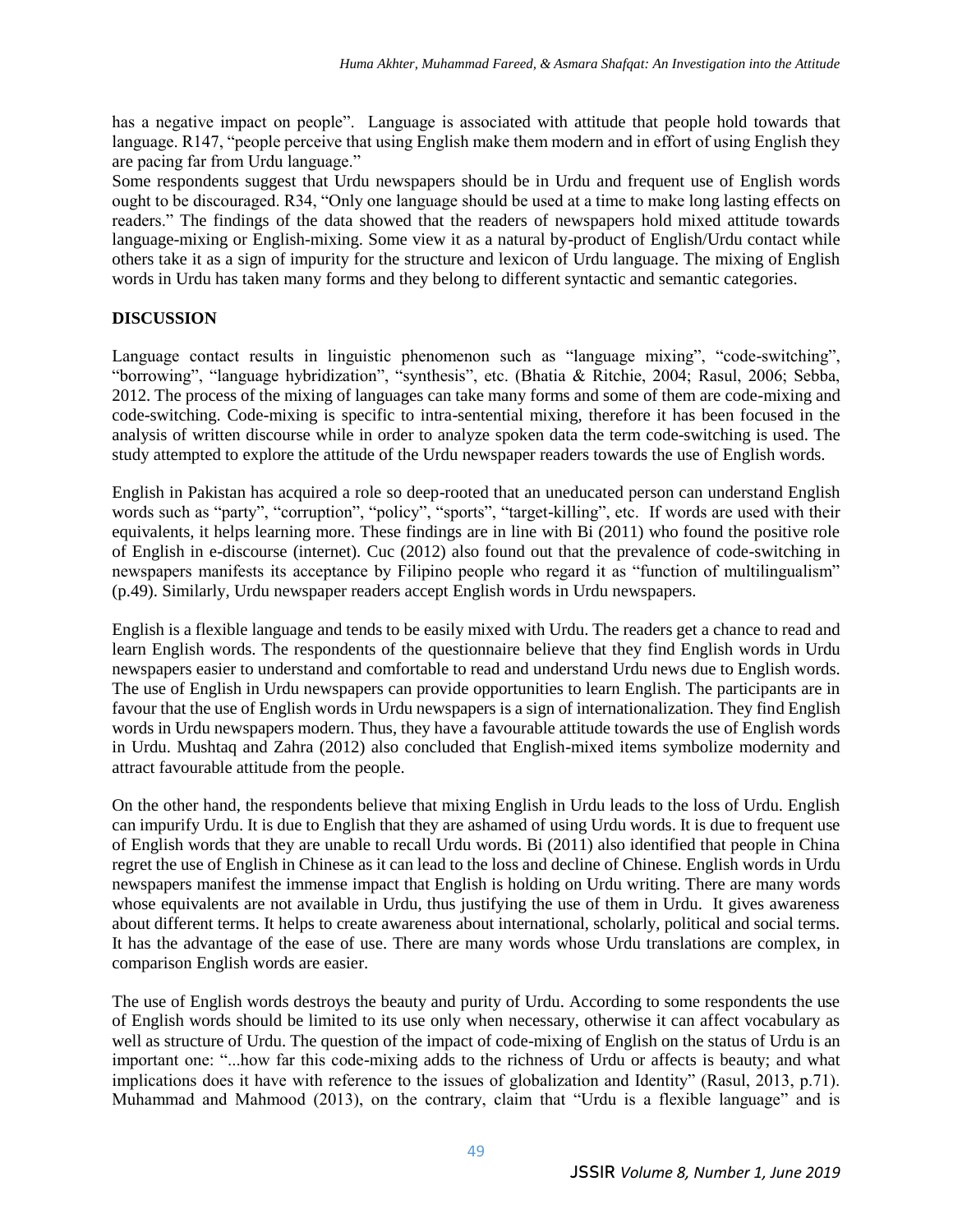has a negative impact on people". Language is associated with attitude that people hold towards that language. R147, "people perceive that using English make them modern and in effort of using English they are pacing far from Urdu language."

Some respondents suggest that Urdu newspapers should be in Urdu and frequent use of English words ought to be discouraged. R34, "Only one language should be used at a time to make long lasting effects on readers." The findings of the data showed that the readers of newspapers hold mixed attitude towards language-mixing or English-mixing. Some view it as a natural by-product of English/Urdu contact while others take it as a sign of impurity for the structure and lexicon of Urdu language. The mixing of English words in Urdu has taken many forms and they belong to different syntactic and semantic categories.

## DISCUSSION

Language contact results in linguistic phenomenon such as "language mixing", "code-switching", "borrowing", "language hybridization", "synthesis", etc. (Bhatia & Ritchie, 2004; Rasul, 2006; Sebba, 2012. The process of the mixing of languages can take many forms and some of them are code-mixing and code-switching. Code-mixing is specific to intra-sentential mixing, therefore it has been focused in the analysis of written discourse while in order to analyze spoken data the term code-switching is used. The study attempted to explore the attitude of the Urdu newspaper readers towards the use of English words.

English in Pakistan has acquired a role so deep-rooted that an uneducated person can understand English words such as "party", "corruption", "policy", "sports", "target-killing", etc. If words are used with their equivalents, it helps learning more. These findings are in line with Bi (2011) who found the positive role of English in e-discourse (internet). Cuc (2012) also found out that the prevalence of code-switching in newspapers manifests its acceptance by Filipino people who regard it as "function of multilingualism" (p.49). Similarly, Urdu newspaper readers accept English words in Urdu newspapers.

English is a flexible language and tends to be easily mixed with Urdu. The readers get a chance to read and learn English words. The respondents of the questionnaire believe that they find English words in Urdu newspapers easier to understand and comfortable to read and understand Urdu news due to English words. The use of English in Urdu newspapers can provide opportunities to learn English. The participants are in favour that the use of English words in Urdu newspapers is a sign of internationalization. They find English words in Urdu newspapers modern. Thus, they have a favourable attitude towards the use of English words in Urdu. Mushtaq and Zahra (2012) also concluded that English-mixed items symbolize modernity and attract favourable attitude from the people.

On the other hand, the respondents believe that mixing English in Urdu leads to the loss of Urdu. English can impurify Urdu. It is due to English that they are ashamed of using Urdu words. It is due to frequent use of English words that they are unable to recall Urdu words. Bi (2011) also identified that people in China regret the use of English in Chinese as it can lead to the loss and decline of Chinese. English words in Urdu newspapers manifest the immense impact that English is holding on Urdu writing. There are many words whose equivalents are not available in Urdu, thus justifying the use of them in Urdu. It gives awareness about different terms. It helps to create awareness about international, scholarly, political and social terms. It has the advantage of the ease of use. There are many words whose Urdu translations are complex, in comparison English words are easier.

The use of English words destroys the beauty and purity of Urdu. According to some respondents the use of English words should be limited to its use only when necessary, otherwise it can affect vocabulary as well as structure of Urdu. The question of the impact of code-mixing of English on the status of Urdu is an important one: "...how far this code-mixing adds to the richness of Urdu or affects is beauty; and what implications does it have with reference to the issues of globalization and Identity" (Rasul, 2013, p.71). Muhammad and Mahmood (2013), on the contrary, claim that "Urdu is a flexible language" and is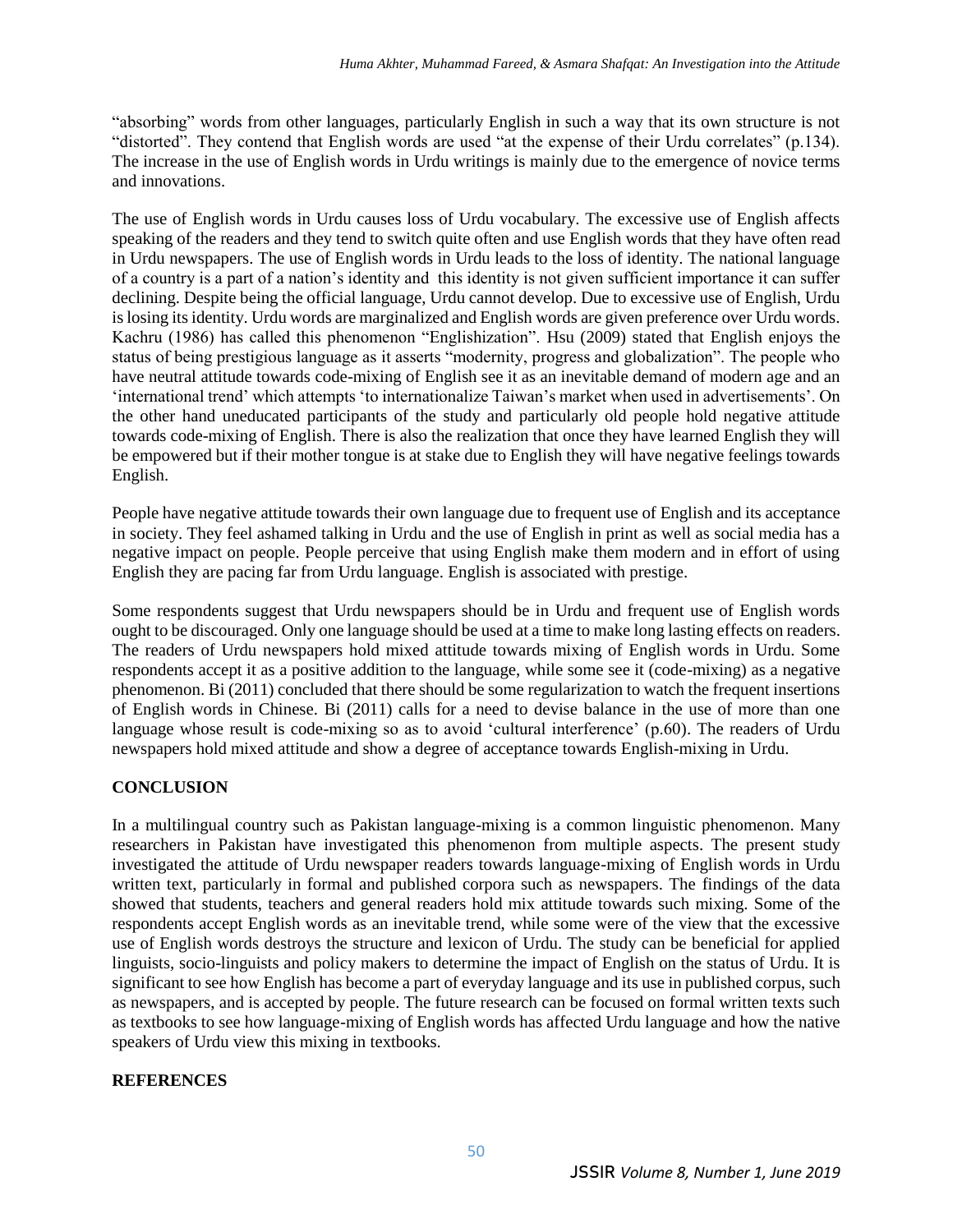"absorbing" words from other languages, particularly English in such a way that its own structure is not "distorted". They contend that English words are used "at the expense of their Urdu correlates" (p.134). The increase in the use of English words in Urdu writings is mainly due to the emergence of novice terms and innovations.

The use of English words in Urdu causes loss of Urdu vocabulary. The excessive use of English affects speaking of the readers and they tend to switch quite often and use English words that they have often read in Urdu newspapers. The use of English words in Urdu leads to the loss of identity. The national language of a country is a part of a nation's identity and this identity is not given sufficient importance it can suffer declining. Despite being the official language, Urdu cannot develop. Due to excessive use of English, Urdu is losing its identity. Urdu words are marginalized and English words are given preference over Urdu words. Kachru (1986) has called this phenomenon "Englishization". Hsu (2009) stated that English enjoys the status of being prestigious language as it asserts "modernity, progress and globalization". The people who have neutral attitude towards code-mixing of English see it as an inevitable demand of modern age and an 'international trend' which attempts 'to internationalize Taiwan's market when used in advertisements'. On the other hand uneducated participants of the study and particularly old people hold negative attitude towards code-mixing of English. There is also the realization that once they have learned English they will be empowered but if their mother tongue is at stake due to English they will have negative feelings towards English.

People have negative attitude towards their own language due to frequent use of English and its acceptance in society. They feel ashamed talking in Urdu and the use of English in print as well as social media has a negative impact on people. People perceive that using English make them modern and in effort of using English they are pacing far from Urdu language. English is associated with prestige.

Some respondents suggest that Urdu newspapers should be in Urdu and frequent use of English words ought to be discouraged. Only one language should be used at a time to make long lasting effects on readers. The readers of Urdu newspapers hold mixed attitude towards mixing of English words in Urdu. Some respondents accept it as a positive addition to the language, while some see it (code-mixing) as a negative phenomenon. Bi (2011) concluded that there should be some regularization to watch the frequent insertions of English words in Chinese. Bi (2011) calls for a need to devise balance in the use of more than one language whose result is code-mixing so as to avoid 'cultural interference' (p.60). The readers of Urdu newspapers hold mixed attitude and show a degree of acceptance towards English-mixing in Urdu.

## CONCLUSION

In a multilingual country such as Pakistan language-mixing is a common linguistic phenomenon. Many researchers in Pakistan have investigated this phenomenon from multiple aspects. The present study investigated the attitude of Urdu newspaper readers towards language-mixing of English words in Urdu written text, particularly in formal and published corpora such as newspapers. The findings of the data showed that students, teachers and general readers hold mix attitude towards such mixing. Some of the respondents accept English words as an inevitable trend, while some were of the view that the excessive use of English words destroys the structure and lexicon of Urdu. The study can be beneficial for applied linguists, socio-linguists and policy makers to determine the impact of English on the status of Urdu. It is significant to see how English has become a part of everyday language and its use in published corpus, such as newspapers, and is accepted by people. The future research can be focused on formal written texts such as textbooks to see how language-mixing of English words has affected Urdu language and how the native speakers of Urdu view this mixing in textbooks.

## REFERENCES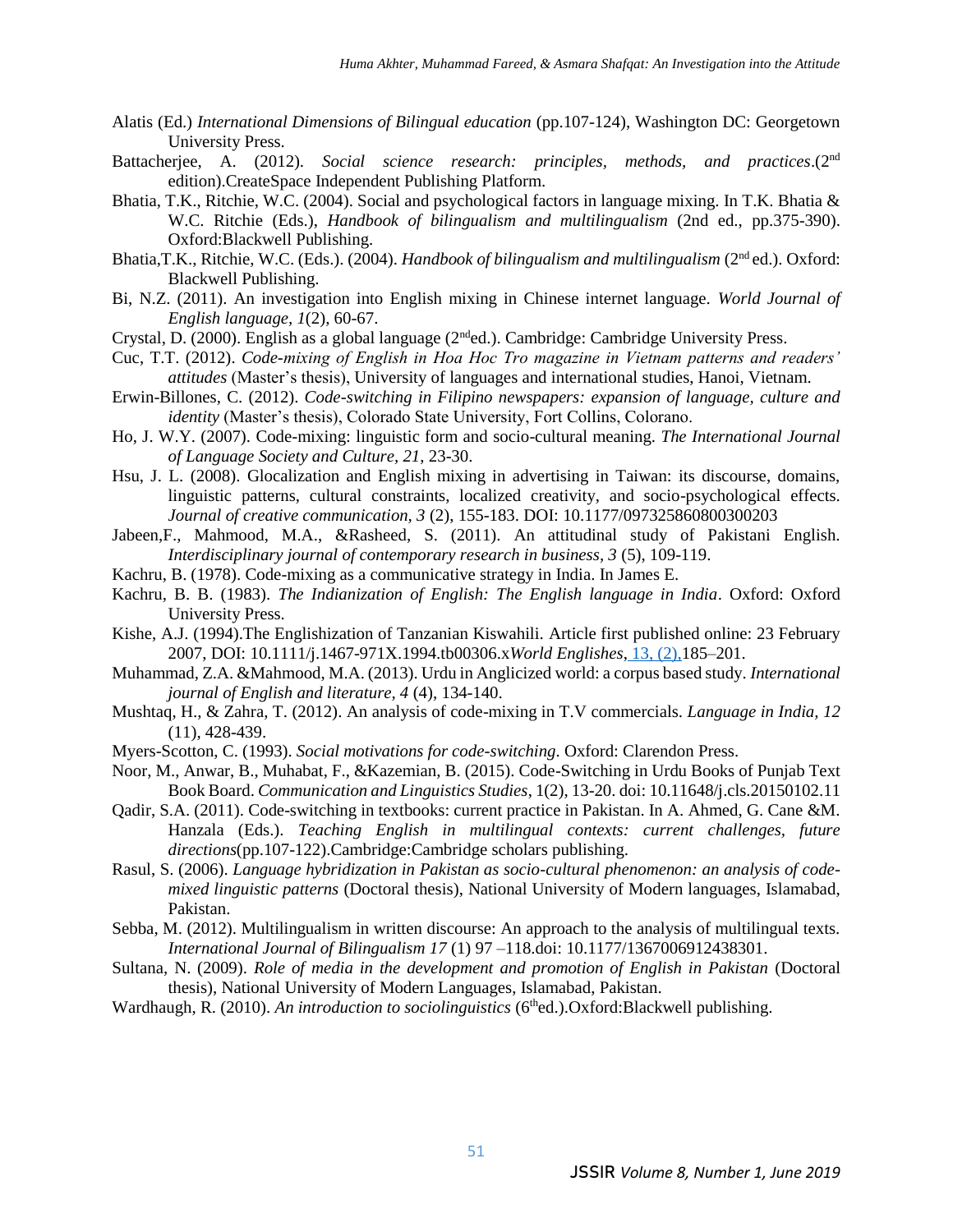Alatis (Ed.) *International Dimensions of Bilingual education* (pp.107-124), Washington DC: Georgetown University Press.

Battacherjee, A. (2012). *Social science research: principles, methods, and practices*.(2nd edition).CreateSpace Independent Publishing Platform.

Bhatia, T.K., Ritchie, W.C. (2004). Social and psychological factors in language mixing. In T.K. Bhatia & W.C. Ritchie (Eds.), *Handbook of bilingualism and multilingualism* (2nd ed., pp.375-390). Oxford:Blackwell Publishing.

Bhatia,T.K., Ritchie, W.C. (Eds.). (2004). *Handbook of bilingualism and multilingualism* (2nd ed.). Oxford: Blackwell Publishing.

Bi, N.Z. (2011). An investigation into English mixing in Chinese internet language. *World Journal of English language, 1*(2), 60-67.

Crystal, D. (2000). English as a global language (2nded.). Cambridge: Cambridge University Press.

Cuc, T.T. (2012). *Code-mixing of English in Hoa Hoc Tro magazine in Vietnam patterns and readers' attitudes* (Master's thesis), University of languages and international studies, Hanoi, Vietnam.

Erwin-Billones, C. (2012). *Code-switching in Filipino newspapers: expansion of language, culture and identity* (Master's thesis), Colorado State University, Fort Collins, Colorano.

Ho, J. W.Y. (2007). Code-mixing: linguistic form and socio-cultural meaning. *The International Journal of Language Society and Culture, 21*, 23-30.

Hsu, J. L. (2008). Glocalization and English mixing in advertising in Taiwan: its discourse, domains, linguistic patterns, cultural constraints, localized creativity, and socio-psychological effects. *Journal of creative communication, 3* (2), 155-183. DOI: 10.1177/097325860800300203

Jabeen,F., Mahmood, M.A., &Rasheed, S. (2011). An attitudinal study of Pakistani English. *Interdisciplinary journal of contemporary research in business, 3* (5), 109-119.

Kachru, B. (1978). Code-mixing as a communicative strategy in India. In James E.

Kachru, B. B. (1983). *The Indianization of English: The English language in India*. Oxford: Oxford University Press.

Kishe, A.J. (1994).The Englishization of Tanzanian Kiswahili. Article first published online: 23 February 2007, DOI: 10.1111/j.1467-971X.1994.tb00306.x*World Englishes*, 13, (2),185–201.

Muhammad, Z.A. &Mahmood, M.A. (2013). Urdu in Anglicized world: a corpus based study. *International journal of English and literature, 4* (4), 134-140.

Mushtaq, H., & Zahra, T. (2012). An analysis of code-mixing in T.V commercials. *Language in India, 12* (11), 428-439.

Myers-Scotton, C. (1993). *Social motivations for code-switching*. Oxford: Clarendon Press.

Noor, M., Anwar, B., Muhabat, F., &Kazemian, B. (2015). Code-Switching in Urdu Books of Punjab Text Book Board. *Communication and Linguistics Studies*, 1(2), 13-20. doi: 10.11648/j.cls.20150102.11

Qadir, S.A. (2011). Code-switching in textbooks: current practice in Pakistan. In A. Ahmed, G. Cane &M. Hanzala (Eds.). *Teaching English in multilingual contexts: current challenges, future directions*(pp.107-122).Cambridge:Cambridge scholars publishing.

Rasul, S. (2006). *Language hybridization in Pakistan as socio-cultural phenomenon: an analysis of code-mixed linguistic patterns* (Doctoral thesis), National University of Modern languages, Islamabad, Pakistan.

Sebba, M. (2012). Multilingualism in written discourse: An approach to the analysis of multilingual texts. *International Journal of Bilingualism 17* (1) 97 –118.doi: 10.1177/1367006912438301.

Sultana, N. (2009). *Role of media in the development and promotion of English in Pakistan* (Doctoral thesis), National University of Modern Languages, Islamabad, Pakistan.

Wardhaugh, R. (2010). *An introduction to sociolinguistics* (6thed.).Oxford:Blackwell publishing.